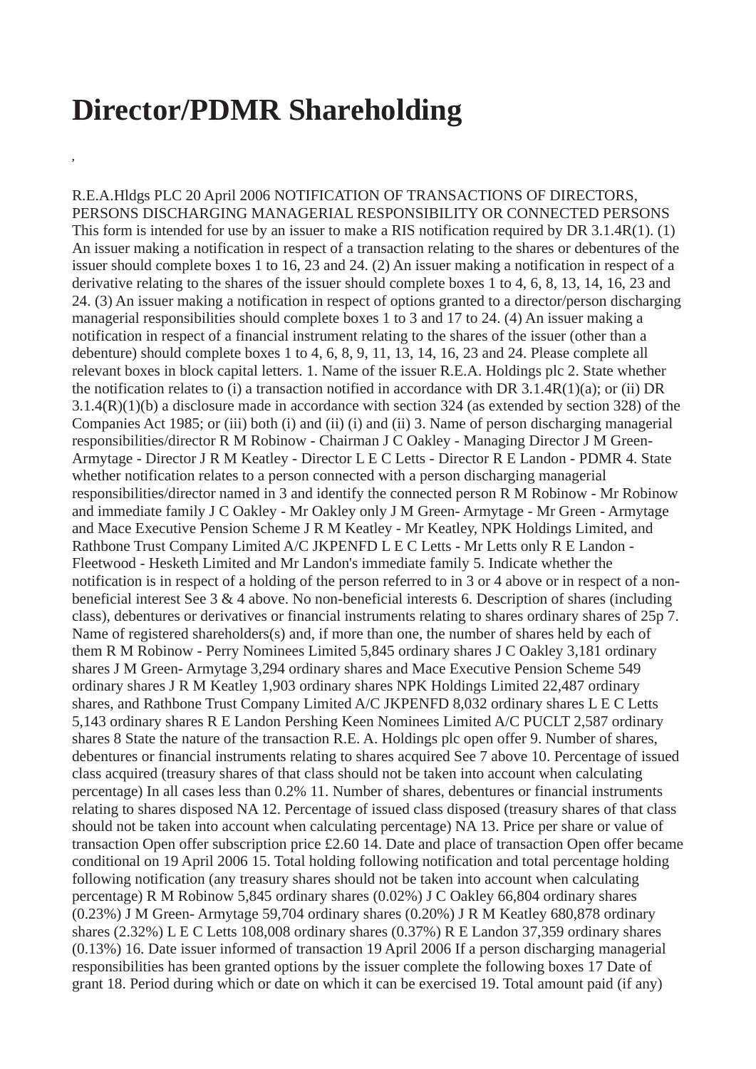# Director/PDMR Shareholding

,

R.E.A.Hldgs PLC 20 April 2006 NOTIFICATION OF TRANSACTIONS OF DIRECTORS, PERSONS DISCHARGING MANAGERIAL RESPONSIBILITY OR CONNECTED PERSONS This form is intended for use by an issuer to make a RIS notification required by DR 3.1.4R(1). (1) An issuer making a notification in respect of a transaction relating to the shares or debentures of the issuer should complete boxes 1 to 16, 23 and 24. (2) An issuer making a notification in respect of a derivative relating to the shares of the issuer should complete boxes 1 to 4, 6, 8, 13, 14, 16, 23 and 24. (3) An issuer making a notification in respect of options granted to a director/person discharging managerial responsibilities should complete boxes 1 to 3 and 17 to 24. (4) An issuer making a notification in respect of a financial instrument relating to the shares of the issuer (other than a debenture) should complete boxes 1 to 4, 6, 8, 9, 11, 13, 14, 16, 23 and 24. Please complete all relevant boxes in block capital letters. 1. Name of the issuer R.E.A. Holdings plc 2. State whether the notification relates to (i) a transaction notified in accordance with DR 3.1.4R(1)(a); or (ii) DR 3.1.4(R)(1)(b) a disclosure made in accordance with section 324 (as extended by section 328) of the Companies Act 1985; or (iii) both (i) and (ii) (i) and (ii) 3. Name of person discharging managerial responsibilities/director R M Robinow - Chairman J C Oakley - Managing Director J M Green- Armytage - Director J R M Keatley - Director L E C Letts - Director R E Landon - PDMR 4. State whether notification relates to a person connected with a person discharging managerial responsibilities/director named in 3 and identify the connected person R M Robinow - Mr Robinow and immediate family J C Oakley - Mr Oakley only J M Green- Armytage - Mr Green - Armytage and Mace Executive Pension Scheme J R M Keatley - Mr Keatley, NPK Holdings Limited, and Rathbone Trust Company Limited A/C JKPENFD L E C Letts - Mr Letts only R E Landon - Fleetwood - Hesketh Limited and Mr Landon's immediate family 5. Indicate whether the notification is in respect of a holding of the person referred to in 3 or 4 above or in respect of a non-beneficial interest See 3 & 4 above. No non-beneficial interests 6. Description of shares (including class), debentures or derivatives or financial instruments relating to shares ordinary shares of 25p 7. Name of registered shareholders(s) and, if more than one, the number of shares held by each of them R M Robinow - Perry Nominees Limited 5,845 ordinary shares J C Oakley 3,181 ordinary shares J M Green- Armytage 3,294 ordinary shares and Mace Executive Pension Scheme 549 ordinary shares J R M Keatley 1,903 ordinary shares NPK Holdings Limited 22,487 ordinary shares, and Rathbone Trust Company Limited A/C JKPENFD 8,032 ordinary shares L E C Letts 5,143 ordinary shares R E Landon Pershing Keen Nominees Limited A/C PUCLT 2,587 ordinary shares 8 State the nature of the transaction R.E. A. Holdings plc open offer 9. Number of shares, debentures or financial instruments relating to shares acquired See 7 above 10. Percentage of issued class acquired (treasury shares of that class should not be taken into account when calculating percentage) In all cases less than 0.2% 11. Number of shares, debentures or financial instruments relating to shares disposed NA 12. Percentage of issued class disposed (treasury shares of that class should not be taken into account when calculating percentage) NA 13. Price per share or value of transaction Open offer subscription price £2.60 14. Date and place of transaction Open offer became conditional on 19 April 2006 15. Total holding following notification and total percentage holding following notification (any treasury shares should not be taken into account when calculating percentage) R M Robinow 5,845 ordinary shares (0.02%) J C Oakley 66,804 ordinary shares (0.23%) J M Green- Armytage 59,704 ordinary shares (0.20%) J R M Keatley 680,878 ordinary shares (2.32%) L E C Letts 108,008 ordinary shares (0.37%) R E Landon 37,359 ordinary shares (0.13%) 16. Date issuer informed of transaction 19 April 2006 If a person discharging managerial responsibilities has been granted options by the issuer complete the following boxes 17 Date of grant 18. Period during which or date on which it can be exercised 19. Total amount paid (if any)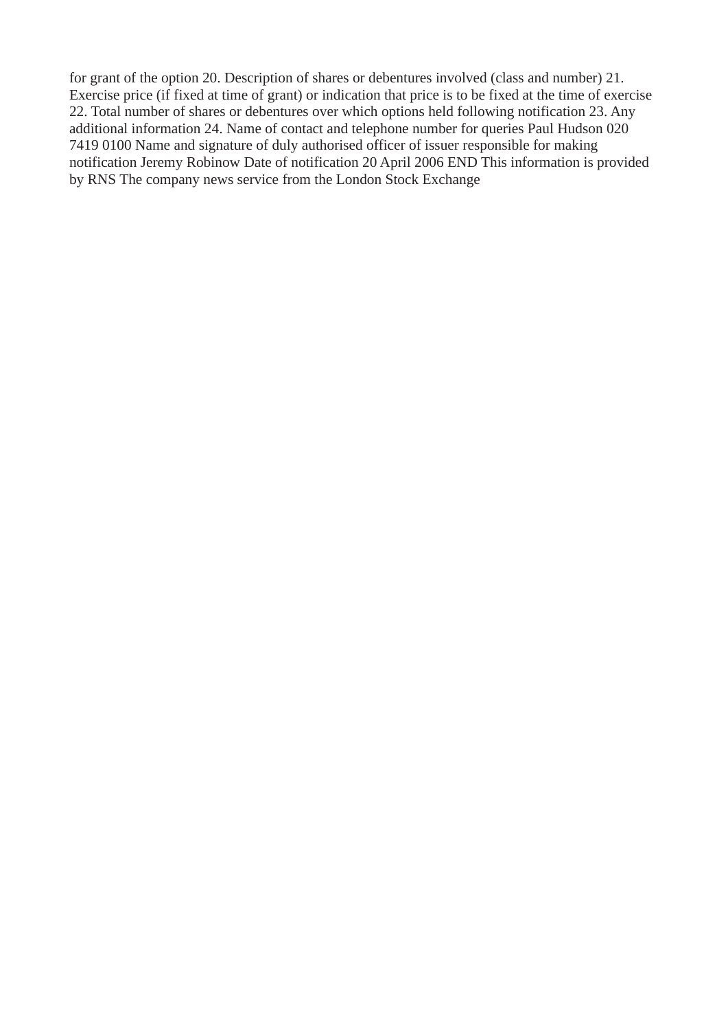for grant of the option 20. Description of shares or debentures involved (class and number) 21. Exercise price (if fixed at time of grant) or indication that price is to be fixed at the time of exercise 22. Total number of shares or debentures over which options held following notification 23. Any additional information 24. Name of contact and telephone number for queries Paul Hudson 020 7419 0100 Name and signature of duly authorised officer of issuer responsible for making notification Jeremy Robinow Date of notification 20 April 2006 END This information is provided by RNS The company news service from the London Stock Exchange